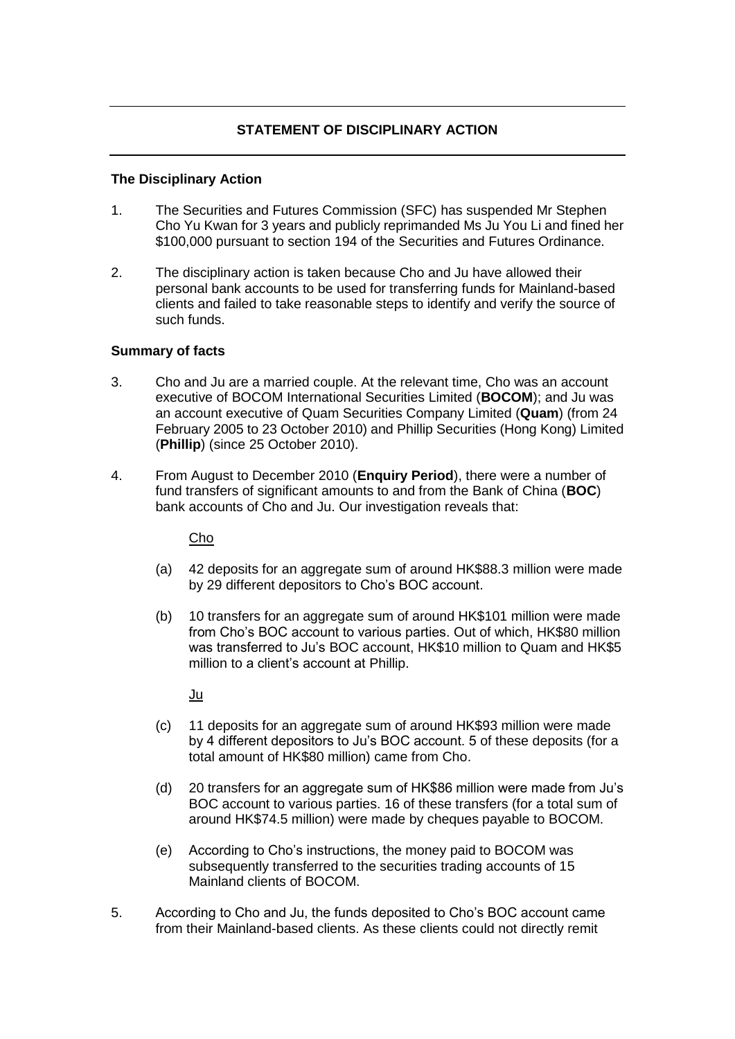# STATEMENT OF DISCIPLINARY ACTION

## The Disciplinary Action

1. The Securities and Futures Commission (SFC) has suspended Mr Stephen Cho Yu Kwan for 3 years and publicly reprimanded Ms Ju You Li and fined her $100,000 pursuant to section 194 of the Securities and Futures Ordinance.

2. The disciplinary action is taken because Cho and Ju have allowed their personal bank accounts to be used for transferring funds for Mainland-based clients and failed to take reasonable steps to identify and verify the source of such funds.

## Summary of facts

3. Cho and Ju are a married couple. At the relevant time, Cho was an account executive of BOCOM International Securities Limited (**BOCOM**); and Ju was an account executive of Quam Securities Company Limited (**Quam**) (from 24 February 2005 to 23 October 2010) and Phillip Securities (Hong Kong) Limited (**Phillip**) (since 25 October 2010).

4. From August to December 2010 (**Enquiry Period**), there were a number of fund transfers of significant amounts to and from the Bank of China (**BOC**) bank accounts of Cho and Ju. Our investigation reveals that:

   <u>Cho</u>

   (a) 42 deposits for an aggregate sum of around HK$88.3 million were made by 29 different depositors to Cho's BOC account.

   (b) 10 transfers for an aggregate sum of around HK$101 million were made from Cho's BOC account to various parties. Out of which, HK$80 million was transferred to Ju's BOC account, HK$10 million to Quam and HK$5 million to a client's account at Phillip.

   <u>Ju</u>

   (c) 11 deposits for an aggregate sum of around HK$93 million were made by 4 different depositors to Ju's BOC account. 5 of these deposits (for a total amount of HK$80 million) came from Cho.

   (d) 20 transfers for an aggregate sum of HK$86 million were made from Ju's BOC account to various parties. 16 of these transfers (for a total sum of around HK$74.5 million) were made by cheques payable to BOCOM.

   (e) According to Cho's instructions, the money paid to BOCOM was subsequently transferred to the securities trading accounts of 15 Mainland clients of BOCOM.

5. According to Cho and Ju, the funds deposited to Cho's BOC account came from their Mainland-based clients. As these clients could not directly remit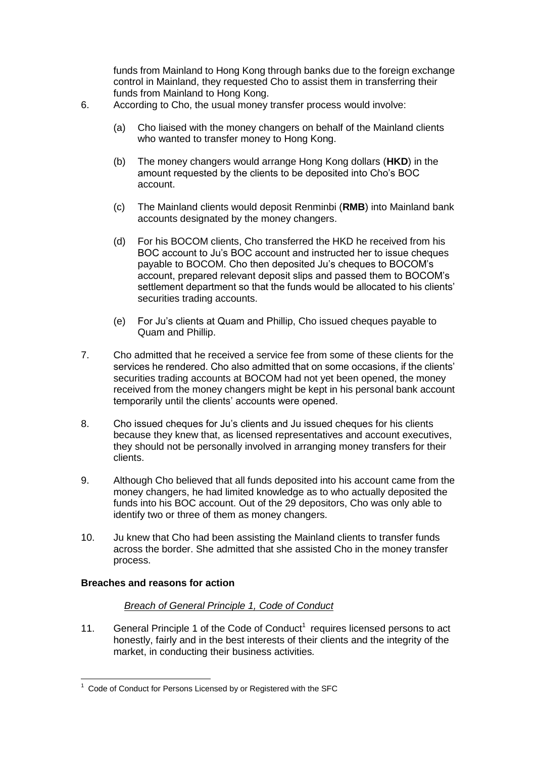funds from Mainland to Hong Kong through banks due to the foreign exchange control in Mainland, they requested Cho to assist them in transferring their funds from Mainland to Hong Kong.

6. According to Cho, the usual money transfer process would involve:

   (a) Cho liaised with the money changers on behalf of the Mainland clients who wanted to transfer money to Hong Kong.

   (b) The money changers would arrange Hong Kong dollars (**HKD**) in the amount requested by the clients to be deposited into Cho's BOC account.

   (c) The Mainland clients would deposit Renminbi (**RMB**) into Mainland bank accounts designated by the money changers.

   (d) For his BOCOM clients, Cho transferred the HKD he received from his BOC account to Ju's BOC account and instructed her to issue cheques payable to BOCOM. Cho then deposited Ju's cheques to BOCOM's account, prepared relevant deposit slips and passed them to BOCOM's settlement department so that the funds would be allocated to his clients' securities trading accounts.

   (e) For Ju's clients at Quam and Phillip, Cho issued cheques payable to Quam and Phillip.

7. Cho admitted that he received a service fee from some of these clients for the services he rendered. Cho also admitted that on some occasions, if the clients' securities trading accounts at BOCOM had not yet been opened, the money received from the money changers might be kept in his personal bank account temporarily until the clients' accounts were opened.

8. Cho issued cheques for Ju's clients and Ju issued cheques for his clients because they knew that, as licensed representatives and account executives, they should not be personally involved in arranging money transfers for their clients.

9. Although Cho believed that all funds deposited into his account came from the money changers, he had limited knowledge as to who actually deposited the funds into his BOC account. Out of the 29 depositors, Cho was only able to identify two or three of them as money changers.

10. Ju knew that Cho had been assisting the Mainland clients to transfer funds across the border. She admitted that she assisted Cho in the money transfer process.

**Breaches and reasons for action**

*Breach of General Principle 1, Code of Conduct*

11. General Principle 1 of the Code of Conduct[1] requires licensed persons to act honestly, fairly and in the best interests of their clients and the integrity of the market, in conducting their business activities*.*

[1] Code of Conduct for Persons Licensed by or Registered with the SFC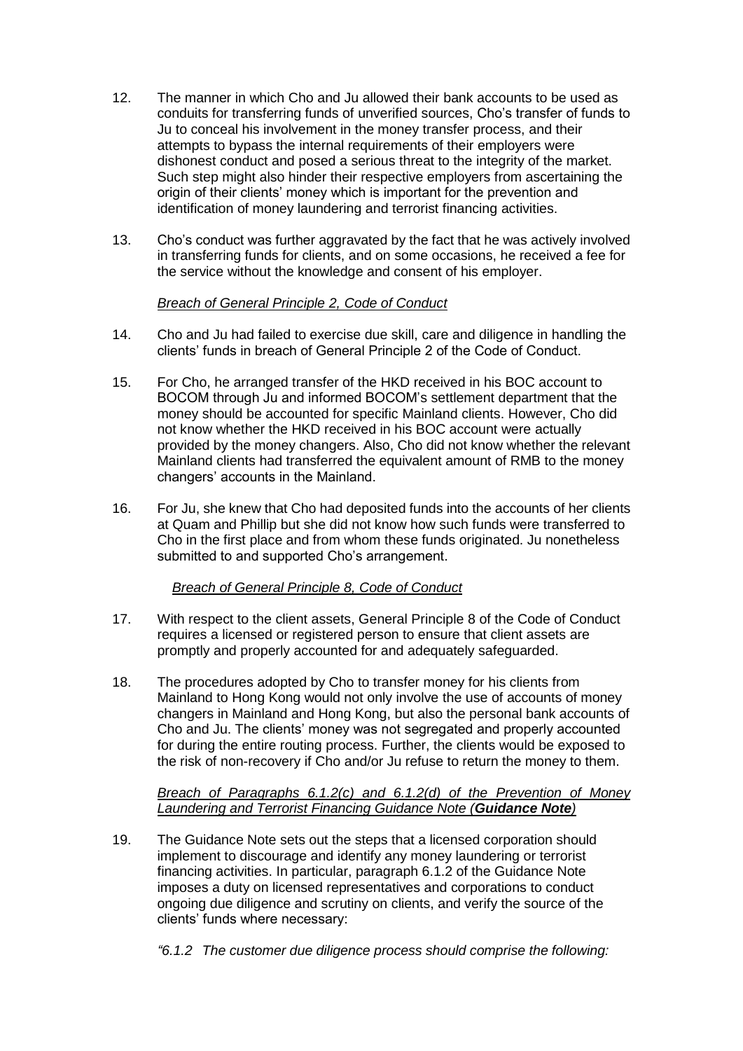12. The manner in which Cho and Ju allowed their bank accounts to be used as conduits for transferring funds of unverified sources, Cho's transfer of funds to Ju to conceal his involvement in the money transfer process, and their attempts to bypass the internal requirements of their employers were dishonest conduct and posed a serious threat to the integrity of the market. Such step might also hinder their respective employers from ascertaining the origin of their clients' money which is important for the prevention and identification of money laundering and terrorist financing activities.

13. Cho's conduct was further aggravated by the fact that he was actively involved in transferring funds for clients, and on some occasions, he received a fee for the service without the knowledge and consent of his employer.

*Breach of General Principle 2, Code of Conduct*

14. Cho and Ju had failed to exercise due skill, care and diligence in handling the clients' funds in breach of General Principle 2 of the Code of Conduct.

15. For Cho, he arranged transfer of the HKD received in his BOC account to BOCOM through Ju and informed BOCOM's settlement department that the money should be accounted for specific Mainland clients. However, Cho did not know whether the HKD received in his BOC account were actually provided by the money changers. Also, Cho did not know whether the relevant Mainland clients had transferred the equivalent amount of RMB to the money changers' accounts in the Mainland.

16. For Ju, she knew that Cho had deposited funds into the accounts of her clients at Quam and Phillip but she did not know how such funds were transferred to Cho in the first place and from whom these funds originated. Ju nonetheless submitted to and supported Cho's arrangement.

*Breach of General Principle 8, Code of Conduct*

17. With respect to the client assets, General Principle 8 of the Code of Conduct requires a licensed or registered person to ensure that client assets are promptly and properly accounted for and adequately safeguarded.

18. The procedures adopted by Cho to transfer money for his clients from Mainland to Hong Kong would not only involve the use of accounts of money changers in Mainland and Hong Kong, but also the personal bank accounts of Cho and Ju. The clients' money was not segregated and properly accounted for during the entire routing process. Further, the clients would be exposed to the risk of non-recovery if Cho and/or Ju refuse to return the money to them.

*Breach of Paragraphs 6.1.2(c) and 6.1.2(d) of the Prevention of Money Laundering and Terrorist Financing Guidance Note (**Guidance Note**)*

19. The Guidance Note sets out the steps that a licensed corporation should implement to discourage and identify any money laundering or terrorist financing activities. In particular, paragraph 6.1.2 of the Guidance Note imposes a duty on licensed representatives and corporations to conduct ongoing due diligence and scrutiny on clients, and verify the source of the clients' funds where necessary:

*"6.1.2 The customer due diligence process should comprise the following:*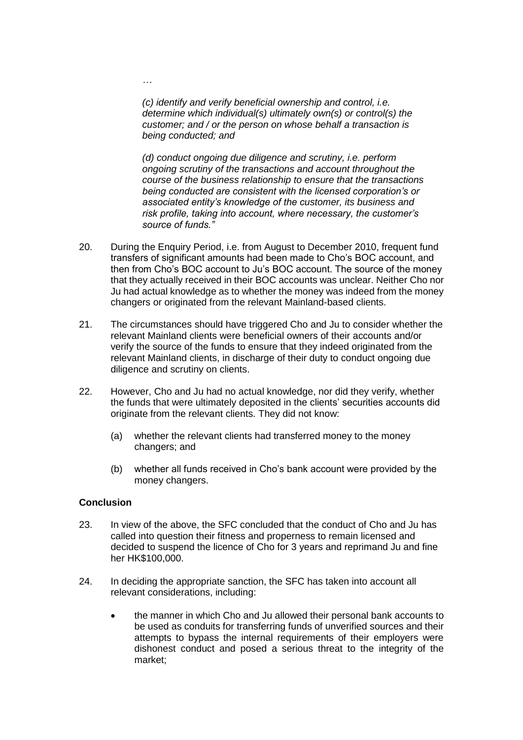…

> *(c) identify and verify beneficial ownership and control, i.e. determine which individual(s) ultimately own(s) or control(s) the customer; and / or the person on whose behalf a transaction is being conducted; and*
>
> *(d) conduct ongoing due diligence and scrutiny, i.e. perform ongoing scrutiny of the transactions and account throughout the course of the business relationship to ensure that the transactions being conducted are consistent with the licensed corporation's or associated entity's knowledge of the customer, its business and risk profile, taking into account, where necessary, the customer's source of funds."*

20. During the Enquiry Period, i.e. from August to December 2010, frequent fund transfers of significant amounts had been made to Cho's BOC account, and then from Cho's BOC account to Ju's BOC account. The source of the money that they actually received in their BOC accounts was unclear. Neither Cho nor Ju had actual knowledge as to whether the money was indeed from the money changers or originated from the relevant Mainland-based clients.

21. The circumstances should have triggered Cho and Ju to consider whether the relevant Mainland clients were beneficial owners of their accounts and/or verify the source of the funds to ensure that they indeed originated from the relevant Mainland clients, in discharge of their duty to conduct ongoing due diligence and scrutiny on clients.

22. However, Cho and Ju had no actual knowledge, nor did they verify, whether the funds that were ultimately deposited in the clients' securities accounts did originate from the relevant clients. They did not know:

    (a) whether the relevant clients had transferred money to the money changers; and

    (b) whether all funds received in Cho's bank account were provided by the money changers.

**Conclusion**

23. In view of the above, the SFC concluded that the conduct of Cho and Ju has called into question their fitness and properness to remain licensed and decided to suspend the licence of Cho for 3 years and reprimand Ju and fine her HK$100,000.

24. In deciding the appropriate sanction, the SFC has taken into account all relevant considerations, including:

    - the manner in which Cho and Ju allowed their personal bank accounts to be used as conduits for transferring funds of unverified sources and their attempts to bypass the internal requirements of their employers were dishonest conduct and posed a serious threat to the integrity of the market;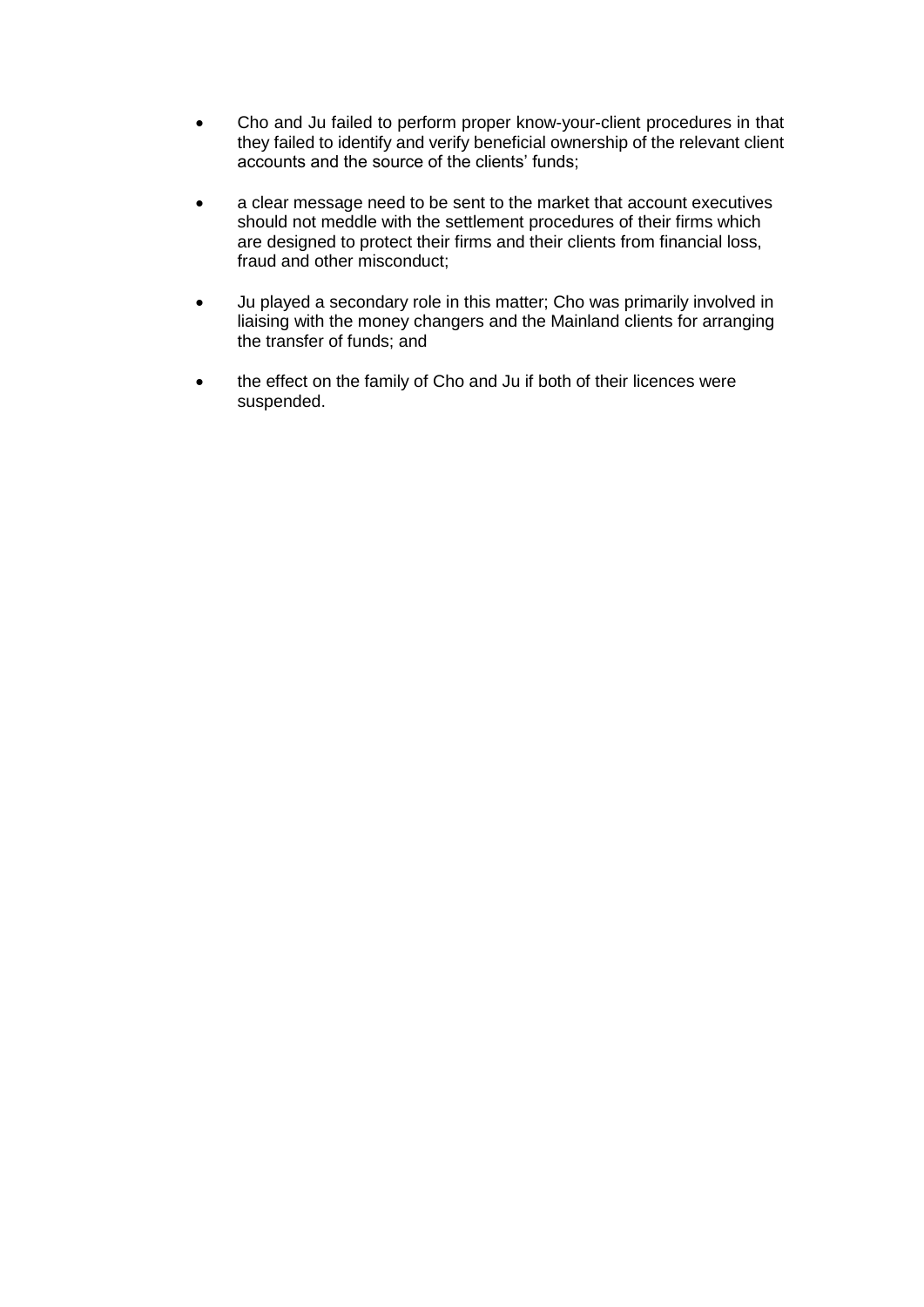- Cho and Ju failed to perform proper know-your-client procedures in that they failed to identify and verify beneficial ownership of the relevant client accounts and the source of the clients' funds;

- a clear message need to be sent to the market that account executives should not meddle with the settlement procedures of their firms which are designed to protect their firms and their clients from financial loss, fraud and other misconduct;

- Ju played a secondary role in this matter; Cho was primarily involved in liaising with the money changers and the Mainland clients for arranging the transfer of funds; and

- the effect on the family of Cho and Ju if both of their licences were suspended.